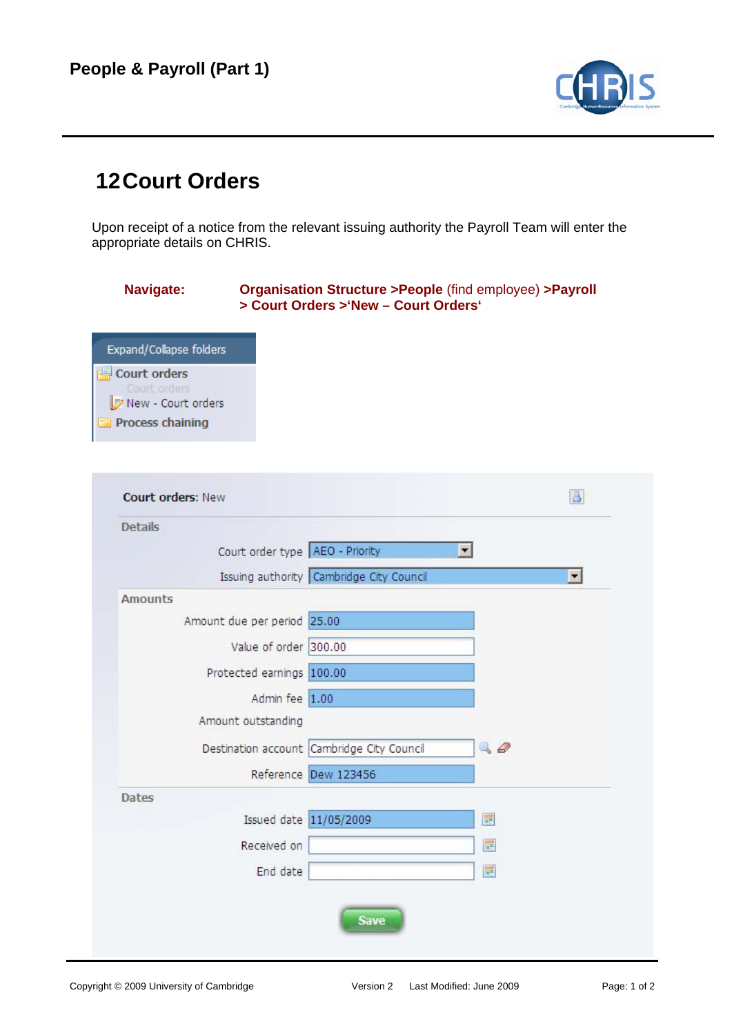# 12 Court Orders

Upon receipt of a notice from the relevant issuing authority the Payroll Team will enter the appropriate details on CHRIS.

**Navigate:** **Organisation Structure >People** (find employee) **>Payroll > Court Orders >'New – Court Orders'**

Expand/Collapse folders

- Court orders
  - Court orders
  - New - Court orders
- Process chaining

**Court orders:** New

**Details**

| Field | Value |
|---|---|
| Court order type | AEO - Priority |
| Issuing authority | Cambridge City Council |

**Amounts**

| Field | Value |
|---|---|
| Amount due per period | 25.00 |
| Value of order | 300.00 |
| Protected earnings | 100.00 |
| Admin fee | 1.00 |
| Amount outstanding | |
| Destination account | Cambridge City Council |
| Reference | Dew 123456 |

**Dates**

| Field | Value |
|---|---|
| Issued date | 11/05/2009 |
| Received on | |
| End date | |

Save

Copyright © 2009 University of Cambridge Version 2 Last Modified: June 2009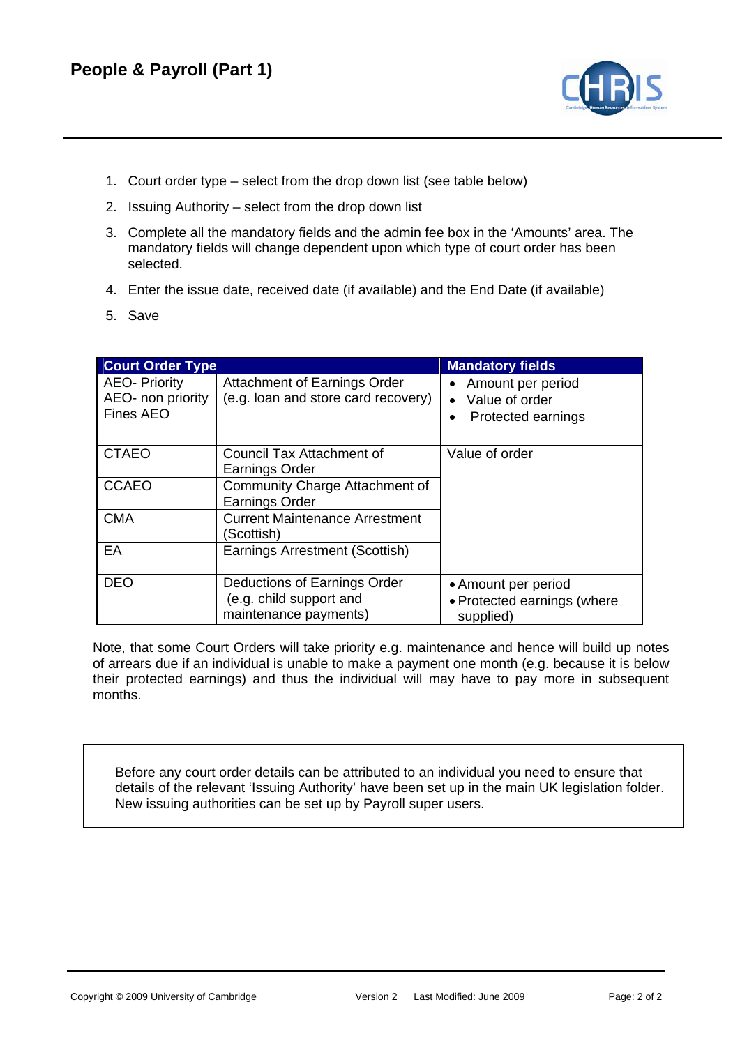1. Court order type – select from the drop down list (see table below)
2. Issuing Authority – select from the drop down list
3. Complete all the mandatory fields and the admin fee box in the 'Amounts' area. The mandatory fields will change dependent upon which type of court order has been selected.
4. Enter the issue date, received date (if available) and the End Date (if available)
5. Save

| Court Order Type | | Mandatory fields |
|---|---|---|
| AEO- Priority<br>AEO- non priority<br>Fines AEO | Attachment of Earnings Order (e.g. loan and store card recovery) | • Amount per period<br>• Value of order<br>• Protected earnings |
| CTAEO | Council Tax Attachment of Earnings Order | Value of order |
| CCAEO | Community Charge Attachment of Earnings Order | |
| CMA | Current Maintenance Arrestment (Scottish) | |
| EA | Earnings Arrestment (Scottish) | |
| DEO | Deductions of Earnings Order (e.g. child support and maintenance payments) | • Amount per period<br>• Protected earnings (where supplied) |

Note, that some Court Orders will take priority e.g. maintenance and hence will build up notes of arrears due if an individual is unable to make a payment one month (e.g. because it is below their protected earnings) and thus the individual will may have to pay more in subsequent months.

Before any court order details can be attributed to an individual you need to ensure that details of the relevant 'Issuing Authority' have been set up in the main UK legislation folder. New issuing authorities can be set up by Payroll super users.